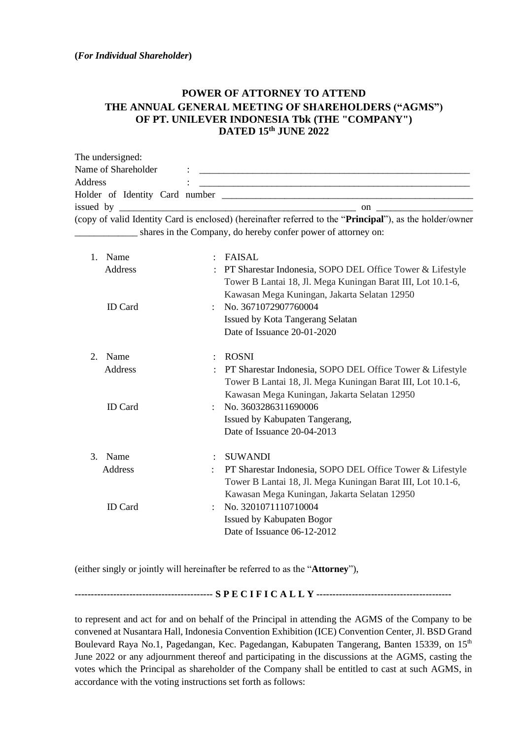**(*For Individual Shareholder*)**

**POWER OF ATTORNEY TO ATTEND THE ANNUAL GENERAL MEETING OF SHAREHOLDERS ("AGMS") OF PT. UNILEVER INDONESIA Tbk (THE "COMPANY") DATED 15th JUNE 2022**

The undersigned:

Name of Shareholder : ___________________________________________________________

Address : ___________________________________________________________

Holder of Identity Card number ________________________________________________________

issued by ____________________________________________________ on ____________________

(copy of valid Identity Card is enclosed) (hereinafter referred to the "**Principal**"), as the holder/owner _____________ shares in the Company, do hereby confer power of attorney on:

1. Name : FAISAL
   Address : PT Sharestar Indonesia, SOPO DEL Office Tower & Lifestyle Tower B Lantai 18, Jl. Mega Kuningan Barat III, Lot 10.1-6, Kawasan Mega Kuningan, Jakarta Selatan 12950
   ID Card : No. 3671072907760004
   Issued by Kota Tangerang Selatan
   Date of Issuance 20-01-2020

2. Name : ROSNI
   Address : PT Sharestar Indonesia, SOPO DEL Office Tower & Lifestyle Tower B Lantai 18, Jl. Mega Kuningan Barat III, Lot 10.1-6, Kawasan Mega Kuningan, Jakarta Selatan 12950
   ID Card : No. 3603286311690006
   Issued by Kabupaten Tangerang,
   Date of Issuance 20-04-2013

3. Name : SUWANDI
   Address : PT Sharestar Indonesia, SOPO DEL Office Tower & Lifestyle Tower B Lantai 18, Jl. Mega Kuningan Barat III, Lot 10.1-6, Kawasan Mega Kuningan, Jakarta Selatan 12950
   ID Card : No. 3201071110710004
   Issued by Kabupaten Bogor
   Date of Issuance 06-12-2012

(either singly or jointly will hereinafter be referred to as the "**Attorney**"),

------------------------------------------ **S P E C I F I C A L L Y** ------------------------------------------

to represent and act for and on behalf of the Principal in attending the AGMS of the Company to be convened at Nusantara Hall, Indonesia Convention Exhibition (ICE) Convention Center, Jl. BSD Grand Boulevard Raya No.1, Pagedangan, Kec. Pagedangan, Kabupaten Tangerang, Banten 15339, on 15th June 2022 or any adjournment thereof and participating in the discussions at the AGMS, casting the votes which the Principal as shareholder of the Company shall be entitled to cast at such AGMS, in accordance with the voting instructions set forth as follows: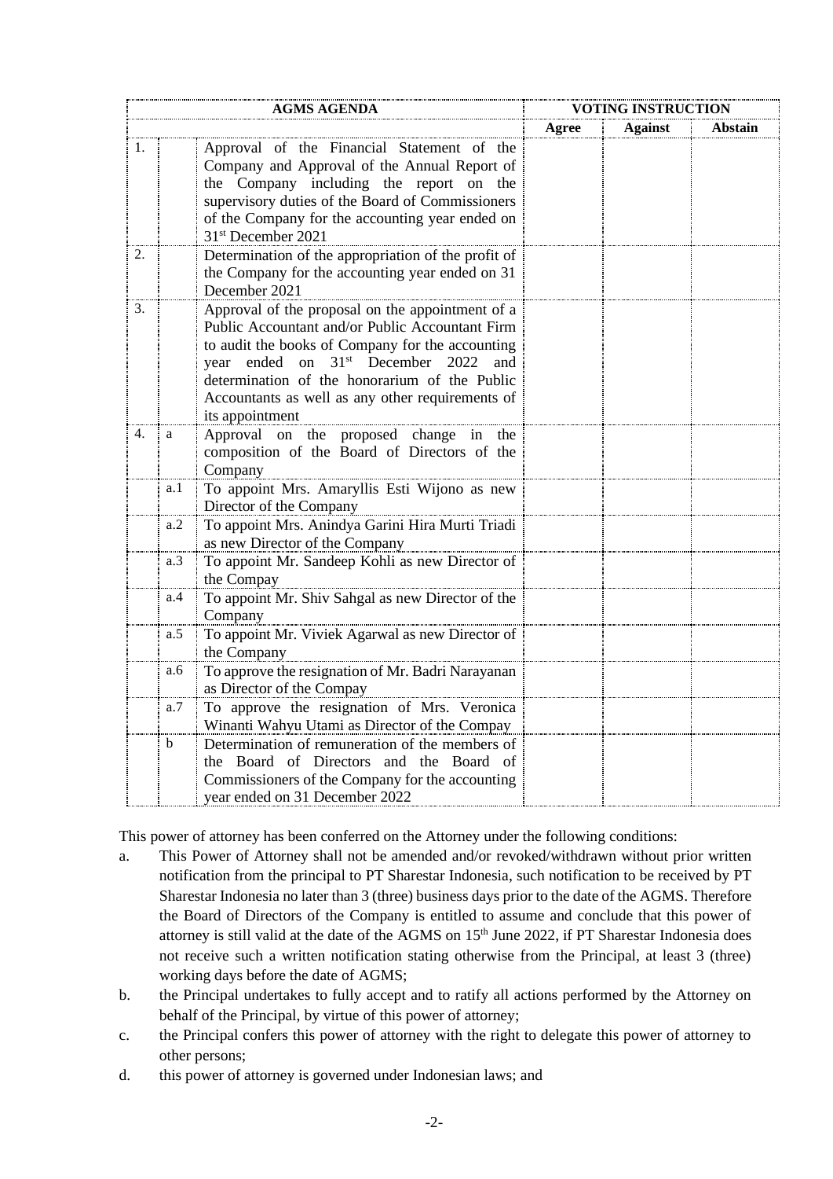| AGMS AGENDA | | | VOTING INSTRUCTION | | |
|---|---|---|---|---|---|
| | | | Agree | Against | Abstain |
| 1. | | Approval of the Financial Statement of the Company and Approval of the Annual Report of the Company including the report on the supervisory duties of the Board of Commissioners of the Company for the accounting year ended on 31st December 2021 | | | |
| 2. | | Determination of the appropriation of the profit of the Company for the accounting year ended on 31 December 2021 | | | |
| 3. | | Approval of the proposal on the appointment of a Public Accountant and/or Public Accountant Firm to audit the books of Company for the accounting year ended on 31st December 2022 and determination of the honorarium of the Public Accountants as well as any other requirements of its appointment | | | |
| 4. | a | Approval on the proposed change in the composition of the Board of Directors of the Company | | | |
| | a.1 | To appoint Mrs. Amaryllis Esti Wijono as new Director of the Company | | | |
| | a.2 | To appoint Mrs. Anindya Garini Hira Murti Triadi as new Director of the Company | | | |
| | a.3 | To appoint Mr. Sandeep Kohli as new Director of the Compay | | | |
| | a.4 | To appoint Mr. Shiv Sahgal as new Director of the Company | | | |
| | a.5 | To appoint Mr. Viviek Agarwal as new Director of the Company | | | |
| | a.6 | To approve the resignation of Mr. Badri Narayanan as Director of the Compay | | | |
| | a.7 | To approve the resignation of Mrs. Veronica Winanti Wahyu Utami as Director of the Compay | | | |
| | b | Determination of remuneration of the members of the Board of Directors and the Board of Commissioners of the Company for the accounting year ended on 31 December 2022 | | | |

This power of attorney has been conferred on the Attorney under the following conditions:

a. This Power of Attorney shall not be amended and/or revoked/withdrawn without prior written notification from the principal to PT Sharestar Indonesia, such notification to be received by PT Sharestar Indonesia no later than 3 (three) business days prior to the date of the AGMS. Therefore the Board of Directors of the Company is entitled to assume and conclude that this power of attorney is still valid at the date of the AGMS on 15th June 2022, if PT Sharestar Indonesia does not receive such a written notification stating otherwise from the Principal, at least 3 (three) working days before the date of AGMS;

b. the Principal undertakes to fully accept and to ratify all actions performed by the Attorney on behalf of the Principal, by virtue of this power of attorney;

c. the Principal confers this power of attorney with the right to delegate this power of attorney to other persons;

d. this power of attorney is governed under Indonesian laws; and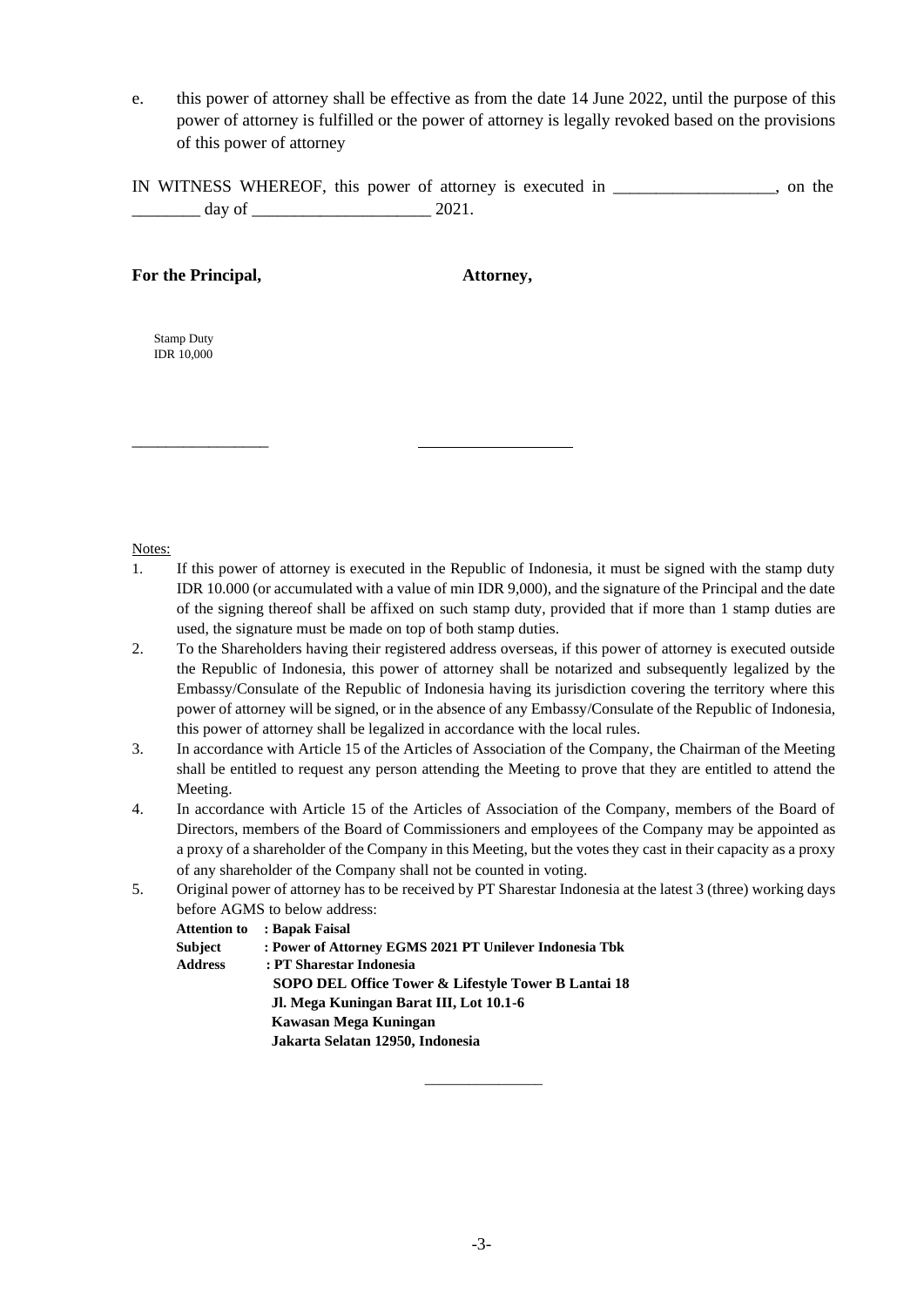e. this power of attorney shall be effective as from the date 14 June 2022, until the purpose of this power of attorney is fulfilled or the power of attorney is legally revoked based on the provisions of this power of attorney

IN WITNESS WHEREOF, this power of attorney is executed in ___________________, on the ________ day of _____________________ 2021.

**For the Principal,** **Attorney,**

Stamp Duty
IDR 10,000

_________________ ___________________

Notes:

1. If this power of attorney is executed in the Republic of Indonesia, it must be signed with the stamp duty IDR 10.000 (or accumulated with a value of min IDR 9,000), and the signature of the Principal and the date of the signing thereof shall be affixed on such stamp duty, provided that if more than 1 stamp duties are used, the signature must be made on top of both stamp duties.
2. To the Shareholders having their registered address overseas, if this power of attorney is executed outside the Republic of Indonesia, this power of attorney shall be notarized and subsequently legalized by the Embassy/Consulate of the Republic of Indonesia having its jurisdiction covering the territory where this power of attorney will be signed, or in the absence of any Embassy/Consulate of the Republic of Indonesia, this power of attorney shall be legalized in accordance with the local rules.
3. In accordance with Article 15 of the Articles of Association of the Company, the Chairman of the Meeting shall be entitled to request any person attending the Meeting to prove that they are entitled to attend the Meeting.
4. In accordance with Article 15 of the Articles of Association of the Company, members of the Board of Directors, members of the Board of Commissioners and employees of the Company may be appointed as a proxy of a shareholder of the Company in this Meeting, but the votes they cast in their capacity as a proxy of any shareholder of the Company shall not be counted in voting.
5. Original power of attorney has to be received by PT Sharestar Indonesia at the latest 3 (three) working days before AGMS to below address:

   **Attention to : Bapak Faisal**
   **Subject : Power of Attorney EGMS 2021 PT Unilever Indonesia Tbk**
   **Address : PT Sharestar Indonesia**
   **SOPO DEL Office Tower & Lifestyle Tower B Lantai 18**
   **Jl. Mega Kuningan Barat III, Lot 10.1-6**
   **Kawasan Mega Kuningan**
   **Jakarta Selatan 12950, Indonesia**